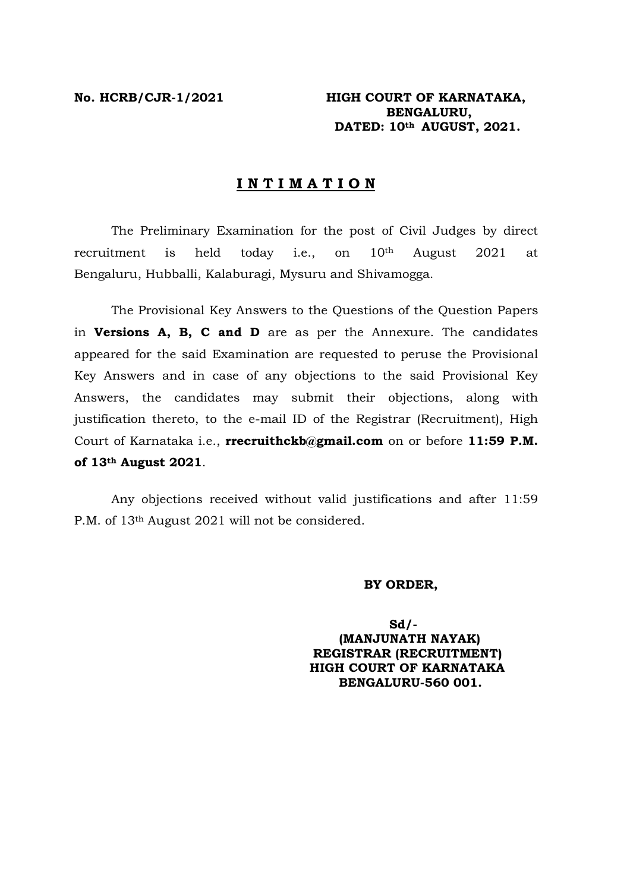**No. HCRB/CJR-1/2021** **HIGH COURT OF KARNATAKA, BENGALURU, DATED: 10th AUGUST, 2021.**

## INTIMATION

The Preliminary Examination for the post of Civil Judges by direct recruitment is held today i.e., on 10th August 2021 at Bengaluru, Hubballi, Kalaburagi, Mysuru and Shivamogga.

The Provisional Key Answers to the Questions of the Question Papers in **Versions A, B, C and D** are as per the Annexure. The candidates appeared for the said Examination are requested to peruse the Provisional Key Answers and in case of any objections to the said Provisional Key Answers, the candidates may submit their objections, along with justification thereto, to the e-mail ID of the Registrar (Recruitment), High Court of Karnataka i.e., **rrecruithckb@gmail.com** on or before **11:59 P.M. of 13th August 2021**.

Any objections received without valid justifications and after 11:59 P.M. of 13th August 2021 will not be considered.

**BY ORDER,**

**Sd/-**
**(MANJUNATH NAYAK)**
**REGISTRAR (RECRUITMENT)**
**HIGH COURT OF KARNATAKA**
**BENGALURU-560 001.**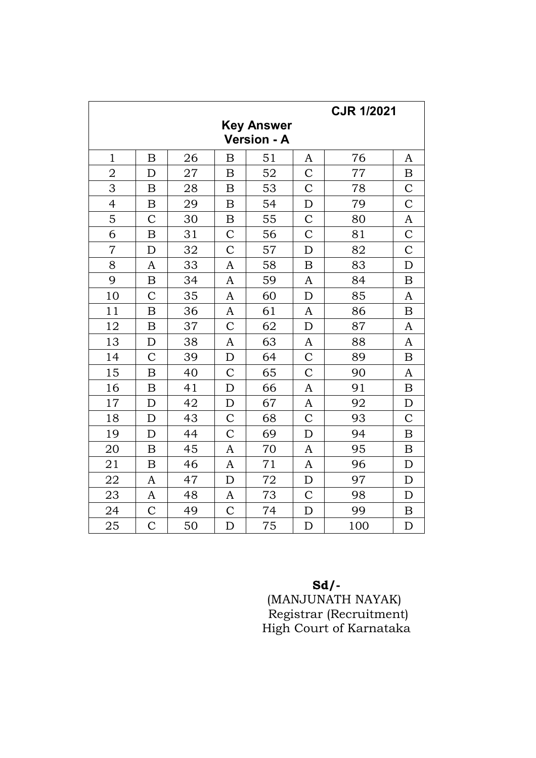**CJR 1/2021**

**Key Answer**
**Version - A**

| | | | | | | | |
|---|---|---|---|---|---|---|---|
| 1 | B | 26 | B | 51 | A | 76 | A |
| 2 | D | 27 | B | 52 | C | 77 | B |
| 3 | B | 28 | B | 53 | C | 78 | C |
| 4 | B | 29 | B | 54 | D | 79 | C |
| 5 | C | 30 | B | 55 | C | 80 | A |
| 6 | B | 31 | C | 56 | C | 81 | C |
| 7 | D | 32 | C | 57 | D | 82 | C |
| 8 | A | 33 | A | 58 | B | 83 | D |
| 9 | B | 34 | A | 59 | A | 84 | B |
| 10 | C | 35 | A | 60 | D | 85 | A |
| 11 | B | 36 | A | 61 | A | 86 | B |
| 12 | B | 37 | C | 62 | D | 87 | A |
| 13 | D | 38 | A | 63 | A | 88 | A |
| 14 | C | 39 | D | 64 | C | 89 | B |
| 15 | B | 40 | C | 65 | C | 90 | A |
| 16 | B | 41 | D | 66 | A | 91 | B |
| 17 | D | 42 | D | 67 | A | 92 | D |
| 18 | D | 43 | C | 68 | C | 93 | C |
| 19 | D | 44 | C | 69 | D | 94 | B |
| 20 | B | 45 | A | 70 | A | 95 | B |
| 21 | B | 46 | A | 71 | A | 96 | D |
| 22 | A | 47 | D | 72 | D | 97 | D |
| 23 | A | 48 | A | 73 | C | 98 | D |
| 24 | C | 49 | C | 74 | D | 99 | B |
| 25 | C | 50 | D | 75 | D | 100 | D |

**Sd/-**
(MANJUNATH NAYAK)
Registrar (Recruitment)
High Court of Karnataka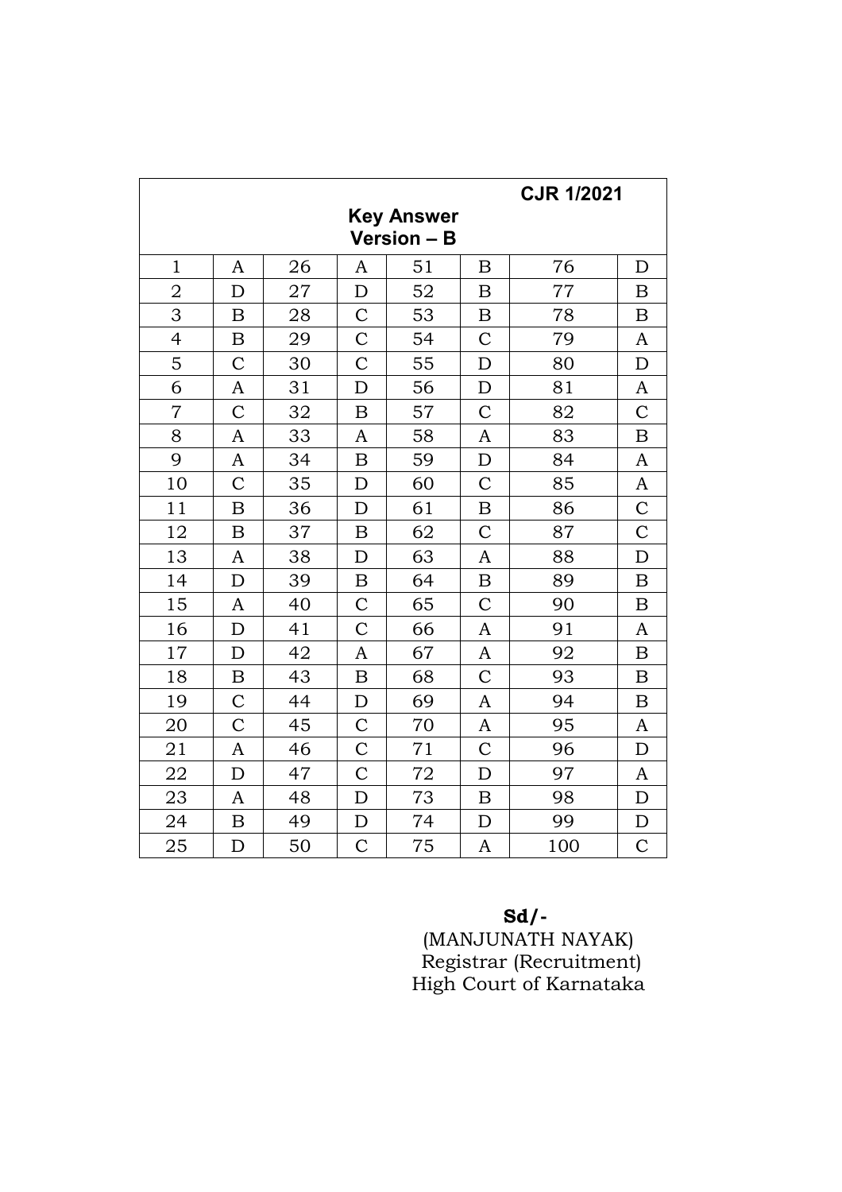**CJR 1/2021**

**Key Answer**
**Version – B**

| | | | | | | | |
|---|---|---|---|---|---|---|---|
| 1 | A | 26 | A | 51 | B | 76 | D |
| 2 | D | 27 | D | 52 | B | 77 | B |
| 3 | B | 28 | C | 53 | B | 78 | B |
| 4 | B | 29 | C | 54 | C | 79 | A |
| 5 | C | 30 | C | 55 | D | 80 | D |
| 6 | A | 31 | D | 56 | D | 81 | A |
| 7 | C | 32 | B | 57 | C | 82 | C |
| 8 | A | 33 | A | 58 | A | 83 | B |
| 9 | A | 34 | B | 59 | D | 84 | A |
| 10 | C | 35 | D | 60 | C | 85 | A |
| 11 | B | 36 | D | 61 | B | 86 | C |
| 12 | B | 37 | B | 62 | C | 87 | C |
| 13 | A | 38 | D | 63 | A | 88 | D |
| 14 | D | 39 | B | 64 | B | 89 | B |
| 15 | A | 40 | C | 65 | C | 90 | B |
| 16 | D | 41 | C | 66 | A | 91 | A |
| 17 | D | 42 | A | 67 | A | 92 | B |
| 18 | B | 43 | B | 68 | C | 93 | B |
| 19 | C | 44 | D | 69 | A | 94 | B |
| 20 | C | 45 | C | 70 | A | 95 | A |
| 21 | A | 46 | C | 71 | C | 96 | D |
| 22 | D | 47 | C | 72 | D | 97 | A |
| 23 | A | 48 | D | 73 | B | 98 | D |
| 24 | B | 49 | D | 74 | D | 99 | D |
| 25 | D | 50 | C | 75 | A | 100 | C |

**Sd/-**
(MANJUNATH NAYAK)
Registrar (Recruitment)
High Court of Karnataka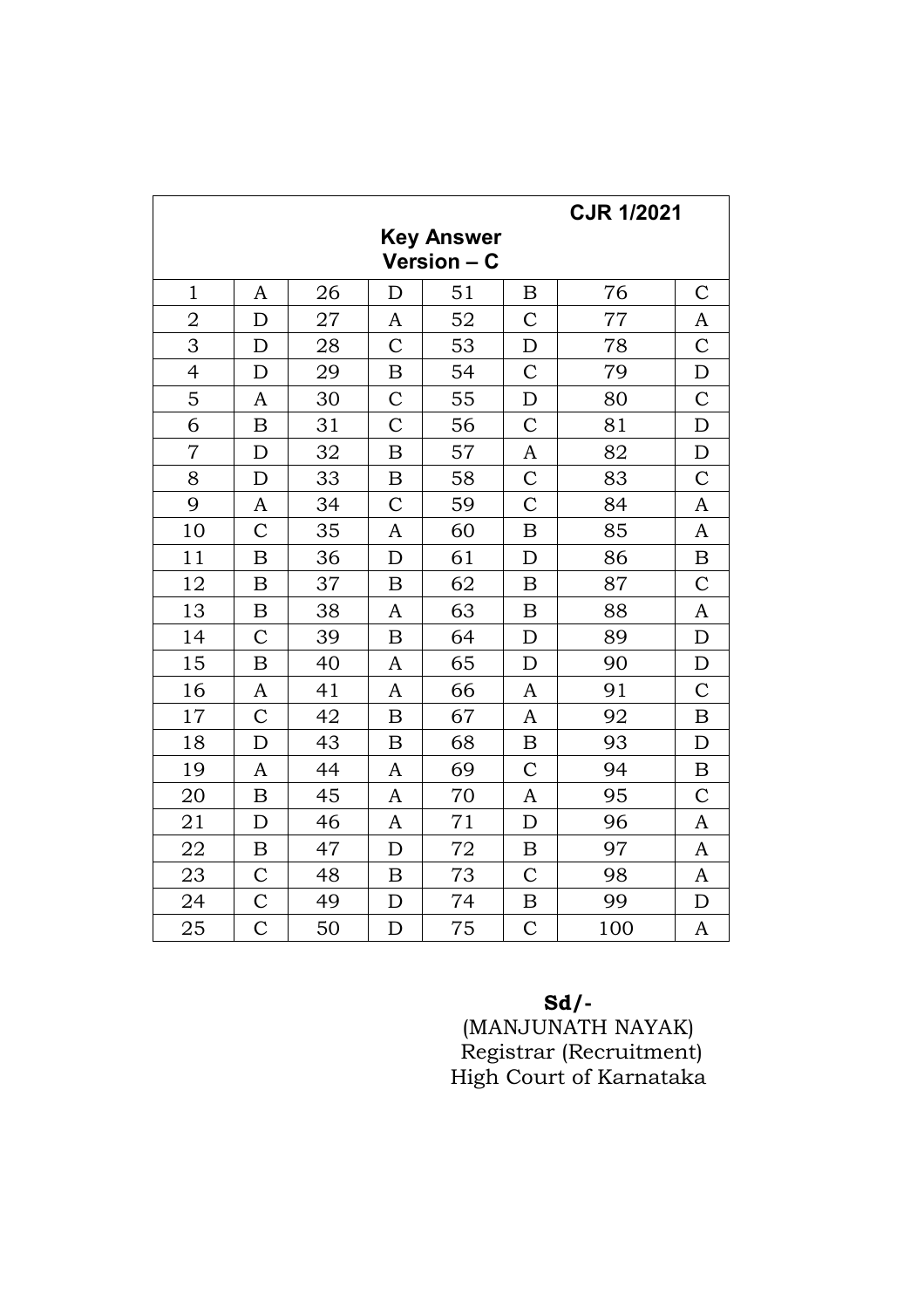**CJR 1/2021**

**Key Answer**
**Version – C**

| | | | | | | | |
|---|---|---|---|---|---|---|---|
| 1 | A | 26 | D | 51 | B | 76 | C |
| 2 | D | 27 | A | 52 | C | 77 | A |
| 3 | D | 28 | C | 53 | D | 78 | C |
| 4 | D | 29 | B | 54 | C | 79 | D |
| 5 | A | 30 | C | 55 | D | 80 | C |
| 6 | B | 31 | C | 56 | C | 81 | D |
| 7 | D | 32 | B | 57 | A | 82 | D |
| 8 | D | 33 | B | 58 | C | 83 | C |
| 9 | A | 34 | C | 59 | C | 84 | A |
| 10 | C | 35 | A | 60 | B | 85 | A |
| 11 | B | 36 | D | 61 | D | 86 | B |
| 12 | B | 37 | B | 62 | B | 87 | C |
| 13 | B | 38 | A | 63 | B | 88 | A |
| 14 | C | 39 | B | 64 | D | 89 | D |
| 15 | B | 40 | A | 65 | D | 90 | D |
| 16 | A | 41 | A | 66 | A | 91 | C |
| 17 | C | 42 | B | 67 | A | 92 | B |
| 18 | D | 43 | B | 68 | B | 93 | D |
| 19 | A | 44 | A | 69 | C | 94 | B |
| 20 | B | 45 | A | 70 | A | 95 | C |
| 21 | D | 46 | A | 71 | D | 96 | A |
| 22 | B | 47 | D | 72 | B | 97 | A |
| 23 | C | 48 | B | 73 | C | 98 | A |
| 24 | C | 49 | D | 74 | B | 99 | D |
| 25 | C | 50 | D | 75 | C | 100 | A |

**Sd/-**
(MANJUNATH NAYAK)
Registrar (Recruitment)
High Court of Karnataka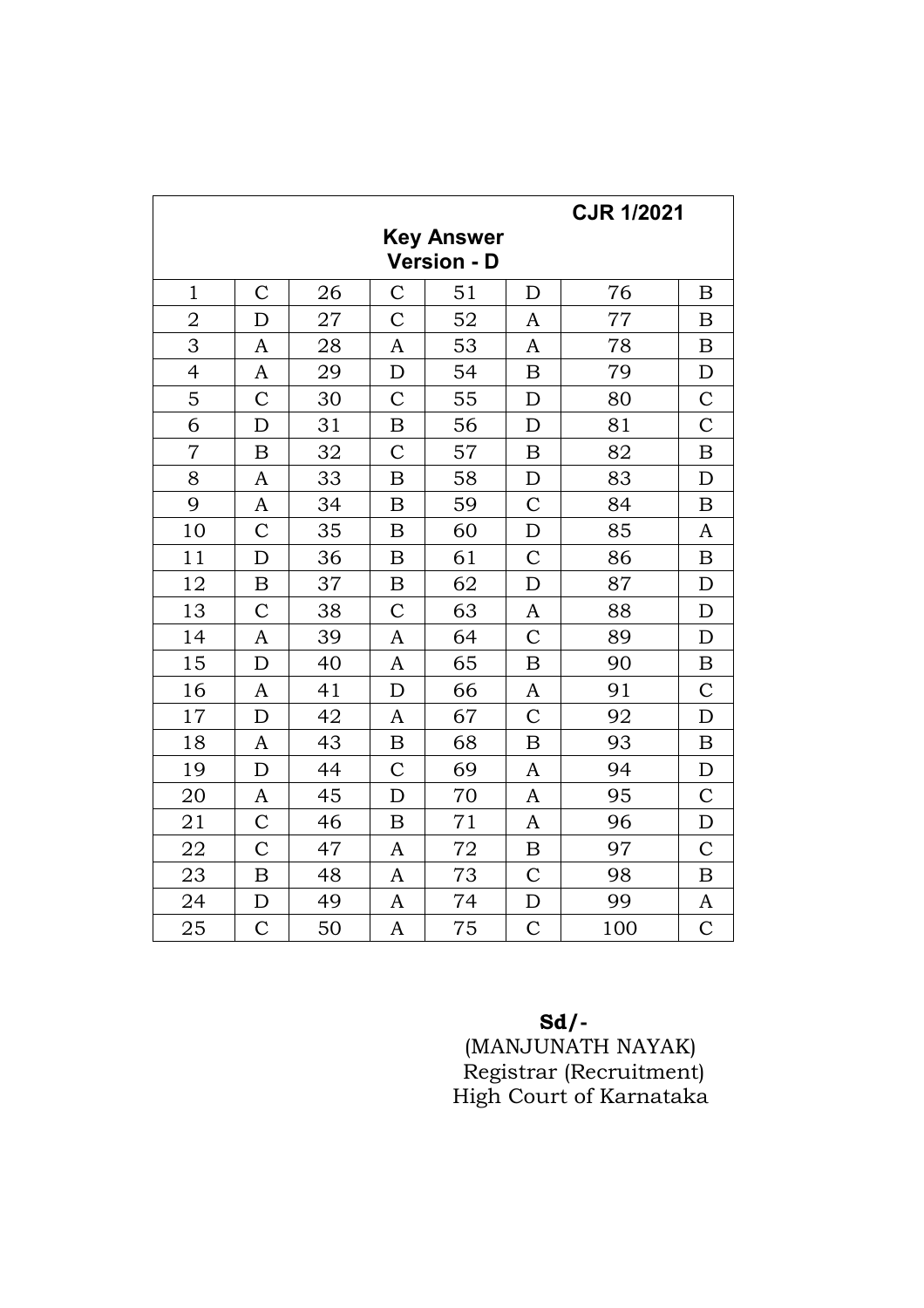**CJR 1/2021**

## Key Answer
## Version - D

| | | | | | | | |
|---|---|---|---|---|---|---|---|
| 1 | C | 26 | C | 51 | D | 76 | B |
| 2 | D | 27 | C | 52 | A | 77 | B |
| 3 | A | 28 | A | 53 | A | 78 | B |
| 4 | A | 29 | D | 54 | B | 79 | D |
| 5 | C | 30 | C | 55 | D | 80 | C |
| 6 | D | 31 | B | 56 | D | 81 | C |
| 7 | B | 32 | C | 57 | B | 82 | B |
| 8 | A | 33 | B | 58 | D | 83 | D |
| 9 | A | 34 | B | 59 | C | 84 | B |
| 10 | C | 35 | B | 60 | D | 85 | A |
| 11 | D | 36 | B | 61 | C | 86 | B |
| 12 | B | 37 | B | 62 | D | 87 | D |
| 13 | C | 38 | C | 63 | A | 88 | D |
| 14 | A | 39 | A | 64 | C | 89 | D |
| 15 | D | 40 | A | 65 | B | 90 | B |
| 16 | A | 41 | D | 66 | A | 91 | C |
| 17 | D | 42 | A | 67 | C | 92 | D |
| 18 | A | 43 | B | 68 | B | 93 | B |
| 19 | D | 44 | C | 69 | A | 94 | D |
| 20 | A | 45 | D | 70 | A | 95 | C |
| 21 | C | 46 | B | 71 | A | 96 | D |
| 22 | C | 47 | A | 72 | B | 97 | C |
| 23 | B | 48 | A | 73 | C | 98 | B |
| 24 | D | 49 | A | 74 | D | 99 | A |
| 25 | C | 50 | A | 75 | C | 100 | C |

**Sd/-**
(MANJUNATH NAYAK)
Registrar (Recruitment)
High Court of Karnataka